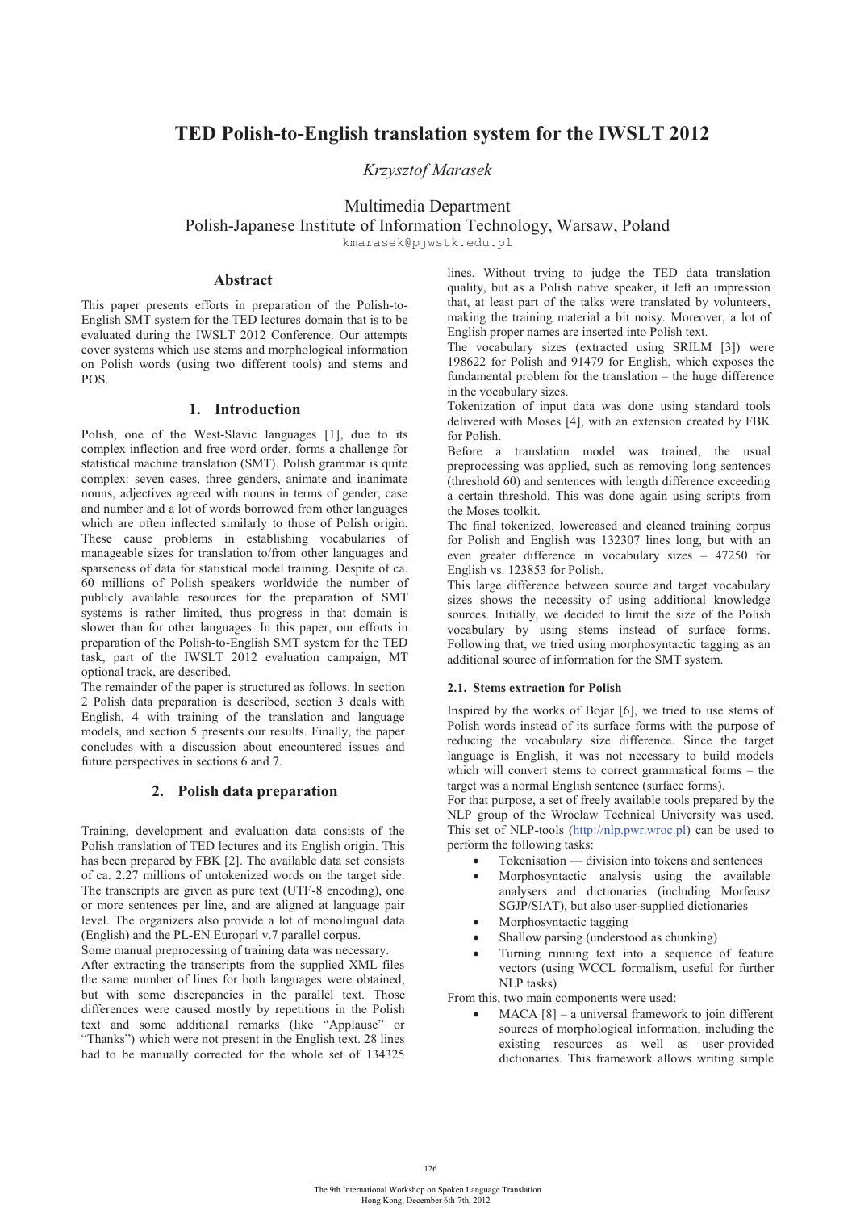# TED Polish-to-English translation system for the IWSLT 2012

*Krzysztof Marasek*

Multimedia Department
Polish-Japanese Institute of Information Technology, Warsaw, Poland
kmarasek@pjwstk.edu.pl

## Abstract

This paper presents efforts in preparation of the Polish-to-English SMT system for the TED lectures domain that is to be evaluated during the IWSLT 2012 Conference. Our attempts cover systems which use stems and morphological information on Polish words (using two different tools) and stems and POS.

## 1. Introduction

Polish, one of the West-Slavic languages [1], due to its complex inflection and free word order, forms a challenge for statistical machine translation (SMT). Polish grammar is quite complex: seven cases, three genders, animate and inanimate nouns, adjectives agreed with nouns in terms of gender, case and number and a lot of words borrowed from other languages which are often inflected similarly to those of Polish origin. These cause problems in establishing vocabularies of manageable sizes for translation to/from other languages and sparseness of data for statistical model training. Despite of ca. 60 millions of Polish speakers worldwide the number of publicly available resources for the preparation of SMT systems is rather limited, thus progress in that domain is slower than for other languages. In this paper, our efforts in preparation of the Polish-to-English SMT system for the TED task, part of the IWSLT 2012 evaluation campaign, MT optional track, are described.

The remainder of the paper is structured as follows. In section 2 Polish data preparation is described, section 3 deals with English, 4 with training of the translation and language models, and section 5 presents our results. Finally, the paper concludes with a discussion about encountered issues and future perspectives in sections 6 and 7.

## 2. Polish data preparation

Training, development and evaluation data consists of the Polish translation of TED lectures and its English origin. This has been prepared by FBK [2]. The available data set consists of ca. 2.27 millions of untokenized words on the target side. The transcripts are given as pure text (UTF-8 encoding), one or more sentences per line, and are aligned at language pair level. The organizers also provide a lot of monolingual data (English) and the PL-EN Europarl v.7 parallel corpus.

Some manual preprocessing of training data was necessary.

After extracting the transcripts from the supplied XML files the same number of lines for both languages were obtained, but with some discrepancies in the parallel text. Those differences were caused mostly by repetitions in the Polish text and some additional remarks (like "Applause" or "Thanks") which were not present in the English text. 28 lines had to be manually corrected for the whole set of 134325 lines. Without trying to judge the TED data translation quality, but as a Polish native speaker, it left an impression that, at least part of the talks were translated by volunteers, making the training material a bit noisy. Moreover, a lot of English proper names are inserted into Polish text.

The vocabulary sizes (extracted using SRILM [3]) were 198622 for Polish and 91479 for English, which exposes the fundamental problem for the translation – the huge difference in the vocabulary sizes.

Tokenization of input data was done using standard tools delivered with Moses [4], with an extension created by FBK for Polish.

Before a translation model was trained, the usual preprocessing was applied, such as removing long sentences (threshold 60) and sentences with length difference exceeding a certain threshold. This was done again using scripts from the Moses toolkit.

The final tokenized, lowercased and cleaned training corpus for Polish and English was 132307 lines long, but with an even greater difference in vocabulary sizes – 47250 for English vs. 123853 for Polish.

This large difference between source and target vocabulary sizes shows the necessity of using additional knowledge sources. Initially, we decided to limit the size of the Polish vocabulary by using stems instead of surface forms. Following that, we tried using morphosyntactic tagging as an additional source of information for the SMT system.

### 2.1. Stems extraction for Polish

Inspired by the works of Bojar [6], we tried to use stems of Polish words instead of its surface forms with the purpose of reducing the vocabulary size difference. Since the target language is English, it was not necessary to build models which will convert stems to correct grammatical forms – the target was a normal English sentence (surface forms).

For that purpose, a set of freely available tools prepared by the NLP group of the Wrocław Technical University was used. This set of NLP-tools (http://nlp.pwr.wroc.pl) can be used to perform the following tasks:

- Tokenisation — division into tokens and sentences
- Morphosyntactic analysis using the available analysers and dictionaries (including Morfeusz SGJP/SIAT), but also user-supplied dictionaries
- Morphosyntactic tagging
- Shallow parsing (understood as chunking)
- Turning running text into a sequence of feature vectors (using WCCL formalism, useful for further NLP tasks)

From this, two main components were used:

- MACA [8] – a universal framework to join different sources of morphological information, including the existing resources as well as user-provided dictionaries. This framework allows writing simple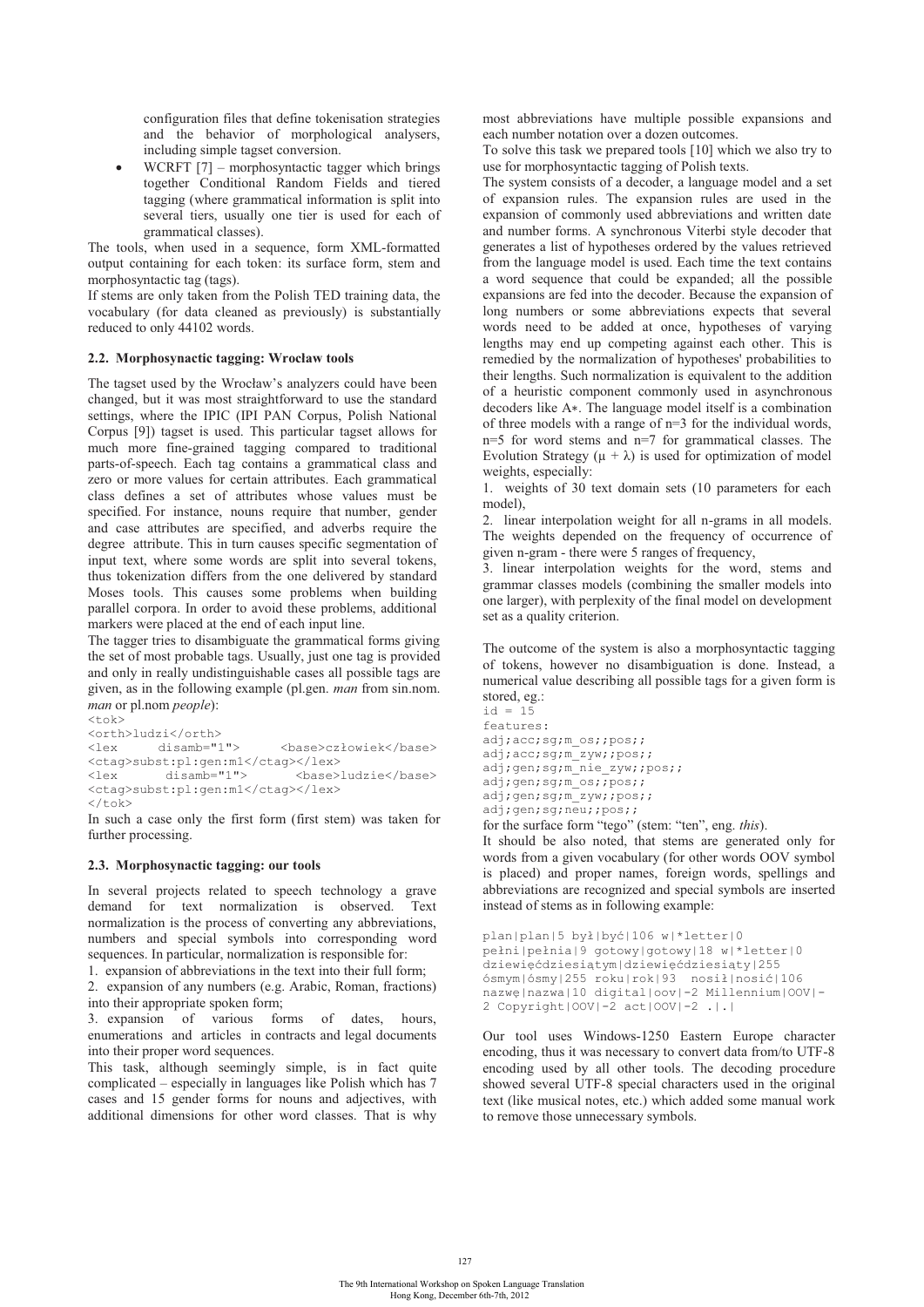configuration files that define tokenisation strategies and the behavior of morphological analysers, including simple tagset conversion.

- WCRFT [7] – morphosyntactic tagger which brings together Conditional Random Fields and tiered tagging (where grammatical information is split into several tiers, usually one tier is used for each of grammatical classes).

The tools, when used in a sequence, form XML-formatted output containing for each token: its surface form, stem and morphosyntactic tag (tags).

If stems are only taken from the Polish TED training data, the vocabulary (for data cleaned as previously) is substantially reduced to only 44102 words.

### 2.2. Morphosynactic tagging: Wrocław tools

The tagset used by the Wrocław's analyzers could have been changed, but it was most straightforward to use the standard settings, where the IPIC (IPI PAN Corpus, Polish National Corpus [9]) tagset is used. This particular tagset allows for much more fine-grained tagging compared to traditional parts-of-speech. Each tag contains a grammatical class and zero or more values for certain attributes. Each grammatical class defines a set of attributes whose values must be specified. For instance, nouns require that number, gender and case attributes are specified, and adverbs require the degree attribute. This in turn causes specific segmentation of input text, where some words are split into several tokens, thus tokenization differs from the one delivered by standard Moses tools. This causes some problems when building parallel corpora. In order to avoid these problems, additional markers were placed at the end of each input line.

The tagger tries to disambiguate the grammatical forms giving the set of most probable tags. Usually, just one tag is provided and only in really undistinguishable cases all possible tags are given, as in the following example (pl.gen. *man* from sin.nom. *man* or pl.nom *people*):

```
<tok>
<orth>ludzi</orth>
<lex      disamb="1">      <base>człowiek</base>
<ctag>subst:pl:gen:m1</ctag></lex>
<lex      disamb="1">      <base>ludzie</base>
<ctag>subst:pl:gen:m1</ctag></lex>
</tok>
```

In such a case only the first form (first stem) was taken for further processing.

### 2.3. Morphosynactic tagging: our tools

In several projects related to speech technology a grave demand for text normalization is observed. Text normalization is the process of converting any abbreviations, numbers and special symbols into corresponding word sequences. In particular, normalization is responsible for:

1. expansion of abbreviations in the text into their full form;
2. expansion of any numbers (e.g. Arabic, Roman, fractions) into their appropriate spoken form;
3. expansion of various forms of dates, hours, enumerations and articles in contracts and legal documents into their proper word sequences.

This task, although seemingly simple, is in fact quite complicated – especially in languages like Polish which has 7 cases and 15 gender forms for nouns and adjectives, with additional dimensions for other word classes. That is why most abbreviations have multiple possible expansions and each number notation over a dozen outcomes.

To solve this task we prepared tools [10] which we also try to use for morphosyntactic tagging of Polish texts.

The system consists of a decoder, a language model and a set of expansion rules. The expansion rules are used in the expansion of commonly used abbreviations and written date and number forms. A synchronous Viterbi style decoder that generates a list of hypotheses ordered by the values retrieved from the language model is used. Each time the text contains a word sequence that could be expanded; all the possible expansions are fed into the decoder. Because the expansion of long numbers or some abbreviations expects that several words need to be added at once, hypotheses of varying lengths may end up competing against each other. This is remedied by the normalization of hypotheses' probabilities to their lengths. Such normalization is equivalent to the addition of a heuristic component commonly used in asynchronous decoders like A∗. The language model itself is a combination of three models with a range of n=3 for the individual words, n=5 for word stems and n=7 for grammatical classes. The Evolution Strategy ($\mu + \lambda$) is used for optimization of model weights, especially:

1. weights of 30 text domain sets (10 parameters for each model),
2. linear interpolation weight for all n-grams in all models. The weights depended on the frequency of occurrence of given n-gram - there were 5 ranges of frequency,
3. linear interpolation weights for the word, stems and grammar classes models (combining the smaller models into one larger), with perplexity of the final model on development set as a quality criterion.

The outcome of the system is also a morphosyntactic tagging of tokens, however no disambiguation is done. Instead, a numerical value describing all possible tags for a given form is stored, eg.:

```
id = 15
features:
adj;acc;sg;m_os;;pos;;
adj;acc;sg;m_zyw;;pos;;
adj;gen;sg;m_nie_zyw;;pos;;
adj;gen;sg;m_os;;pos;;
adj;gen;sg;m_zyw;;pos;;
adj;gen;sg;neu;;pos;;
```

for the surface form "tego" (stem: "ten", eng. *this*).

It should be also noted, that stems are generated only for words from a given vocabulary (for other words OOV symbol is placed) and proper names, foreign words, spellings and abbreviations are recognized and special symbols are inserted instead of stems as in following example:

```
plan|plan|5 był|być|106 w|*letter|0
pełni|pełnia|9 gotowy|gotowy|18 w|*letter|0
dziewięćdziesiątym|dziewięćdziesiąty|255
ósmym|ósmy|255 roku|rok|93  nosił|nosić|106
nazwę|nazwa|10 digital|oov|-2 Millennium|OOV|-
2 Copyright|OOV|-2 act|OOV|-2 .|.|
```

Our tool uses Windows-1250 Eastern Europe character encoding, thus it was necessary to convert data from/to UTF-8 encoding used by all other tools. The decoding procedure showed several UTF-8 special characters used in the original text (like musical notes, etc.) which added some manual work to remove those unnecessary symbols.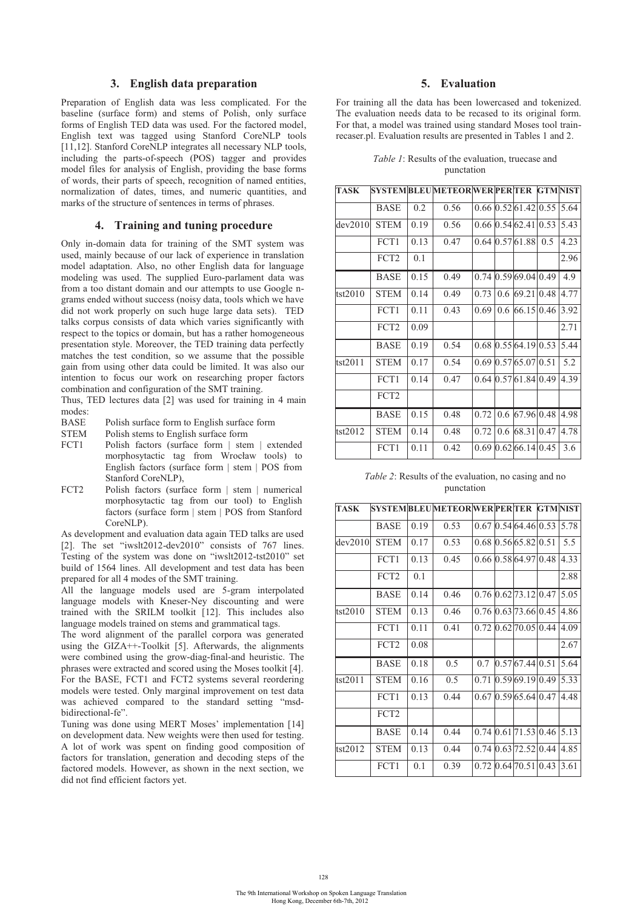## 3. English data preparation

Preparation of English data was less complicated. For the baseline (surface form) and stems of Polish, only surface forms of English TED data was used. For the factored model, English text was tagged using Stanford CoreNLP tools [11,12]. Stanford CoreNLP integrates all necessary NLP tools, including the parts-of-speech (POS) tagger and provides model files for analysis of English, providing the base forms of words, their parts of speech, recognition of named entities, normalization of dates, times, and numeric quantities, and marks of the structure of sentences in terms of phrases.

## 4. Training and tuning procedure

Only in-domain data for training of the SMT system was used, mainly because of our lack of experience in translation model adaptation. Also, no other English data for language modeling was used. The supplied Euro-parlament data was from a too distant domain and our attempts to use Google n-grams ended without success (noisy data, tools which we have did not work properly on such huge large data sets). TED talks corpus consists of data which varies significantly with respect to the topics or domain, but has a rather homogeneous presentation style. Moreover, the TED training data perfectly matches the test condition, so we assume that the possible gain from using other data could be limited. It was also our intention to focus our work on researching proper factors combination and configuration of the SMT training.

Thus, TED lectures data [2] was used for training in 4 main modes:

- BASE Polish surface form to English surface form
- STEM Polish stems to English surface form
- FCT1 Polish factors (surface form | stem | extended morphosytactic tag from Wrocław tools) to English factors (surface form | stem | POS from Stanford CoreNLP),
- FCT2 Polish factors (surface form | stem | numerical morphosytactic tag from our tool) to English factors (surface form | stem | POS from Stanford CoreNLP).

As development and evaluation data again TED talks are used [2]. The set "iwslt2012-dev2010" consists of 767 lines. Testing of the system was done on "iwslt2012-tst2010" set build of 1564 lines. All development and test data has been prepared for all 4 modes of the SMT training.

All the language models used are 5-gram interpolated language models with Kneser-Ney discounting and were trained with the SRILM toolkit [12]. This includes also language models trained on stems and grammatical tags.

The word alignment of the parallel corpora was generated using the GIZA++-Toolkit [5]. Afterwards, the alignments were combined using the grow-diag-final-and heuristic. The phrases were extracted and scored using the Moses toolkit [4]. For the BASE, FCT1 and FCT2 systems several reordering models were tested. Only marginal improvement on test data was achieved compared to the standard setting "msd-bidirectional-fe".

Tuning was done using MERT Moses' implementation [14] on development data. New weights were then used for testing. A lot of work was spent on finding good composition of factors for translation, generation and decoding steps of the factored models. However, as shown in the next section, we did not find efficient factors yet.

## 5. Evaluation

For training all the data has been lowercased and tokenized. The evaluation needs data to be recased to its original form. For that, a model was trained using standard Moses tool train-recaser.pl. Evaluation results are presented in Tables 1 and 2.

*Table 1*: Results of the evaluation, truecase and punctation

| TASK | SYSTEM | BLEU | METEOR | WER | PER | TER | GTM | NIST |
|---|---|---|---|---|---|---|---|---|
| | BASE | 0.2 | 0.56 | 0.66 | 0.52 | 61.42 | 0.55 | 5.64 |
| dev2010 | STEM | 0.19 | 0.56 | 0.66 | 0.54 | 62.41 | 0.53 | 5.43 |
| | FCT1 | 0.13 | 0.47 | 0.64 | 0.57 | 61.88 | 0.5 | 4.23 |
| | FCT2 | 0.1 | | | | | | 2.96 |
| | BASE | 0.15 | 0.49 | 0.74 | 0.59 | 69.04 | 0.49 | 4.9 |
| tst2010 | STEM | 0.14 | 0.49 | 0.73 | 0.6 | 69.21 | 0.48 | 4.77 |
| | FCT1 | 0.11 | 0.43 | 0.69 | 0.6 | 66.15 | 0.46 | 3.92 |
| | FCT2 | 0.09 | | | | | | 2.71 |
| | BASE | 0.19 | 0.54 | 0.68 | 0.55 | 64.19 | 0.53 | 5.44 |
| tst2011 | STEM | 0.17 | 0.54 | 0.69 | 0.57 | 65.07 | 0.51 | 5.2 |
| | FCT1 | 0.14 | 0.47 | 0.64 | 0.57 | 61.84 | 0.49 | 4.39 |
| | FCT2 | | | | | | | |
| | BASE | 0.15 | 0.48 | 0.72 | 0.6 | 67.96 | 0.48 | 4.98 |
| tst2012 | STEM | 0.14 | 0.48 | 0.72 | 0.6 | 68.31 | 0.47 | 4.78 |
| | FCT1 | 0.11 | 0.42 | 0.69 | 0.62 | 66.14 | 0.45 | 3.6 |

*Table 2*: Results of the evaluation, no casing and no punctation

| TASK | SYSTEM | BLEU | METEOR | WER | PER | TER | GTM | NIST |
|---|---|---|---|---|---|---|---|---|
| | BASE | 0.19 | 0.53 | 0.67 | 0.54 | 64.46 | 0.53 | 5.78 |
| dev2010 | STEM | 0.17 | 0.53 | 0.68 | 0.56 | 65.82 | 0.51 | 5.5 |
| | FCT1 | 0.13 | 0.45 | 0.66 | 0.58 | 64.97 | 0.48 | 4.33 |
| | FCT2 | 0.1 | | | | | | 2.88 |
| | BASE | 0.14 | 0.46 | 0.76 | 0.62 | 73.12 | 0.47 | 5.05 |
| tst2010 | STEM | 0.13 | 0.46 | 0.76 | 0.63 | 73.66 | 0.45 | 4.86 |
| | FCT1 | 0.11 | 0.41 | 0.72 | 0.62 | 70.05 | 0.44 | 4.09 |
| | FCT2 | 0.08 | | | | | | 2.67 |
| | BASE | 0.18 | 0.5 | 0.7 | 0.57 | 67.44 | 0.51 | 5.64 |
| tst2011 | STEM | 0.16 | 0.5 | 0.71 | 0.59 | 69.19 | 0.49 | 5.33 |
| | FCT1 | 0.13 | 0.44 | 0.67 | 0.59 | 65.64 | 0.47 | 4.48 |
| | FCT2 | | | | | | | |
| | BASE | 0.14 | 0.44 | 0.74 | 0.61 | 71.53 | 0.46 | 5.13 |
| tst2012 | STEM | 0.13 | 0.44 | 0.74 | 0.63 | 72.52 | 0.44 | 4.85 |
| | FCT1 | 0.1 | 0.39 | 0.72 | 0.64 | 70.51 | 0.43 | 3.61 |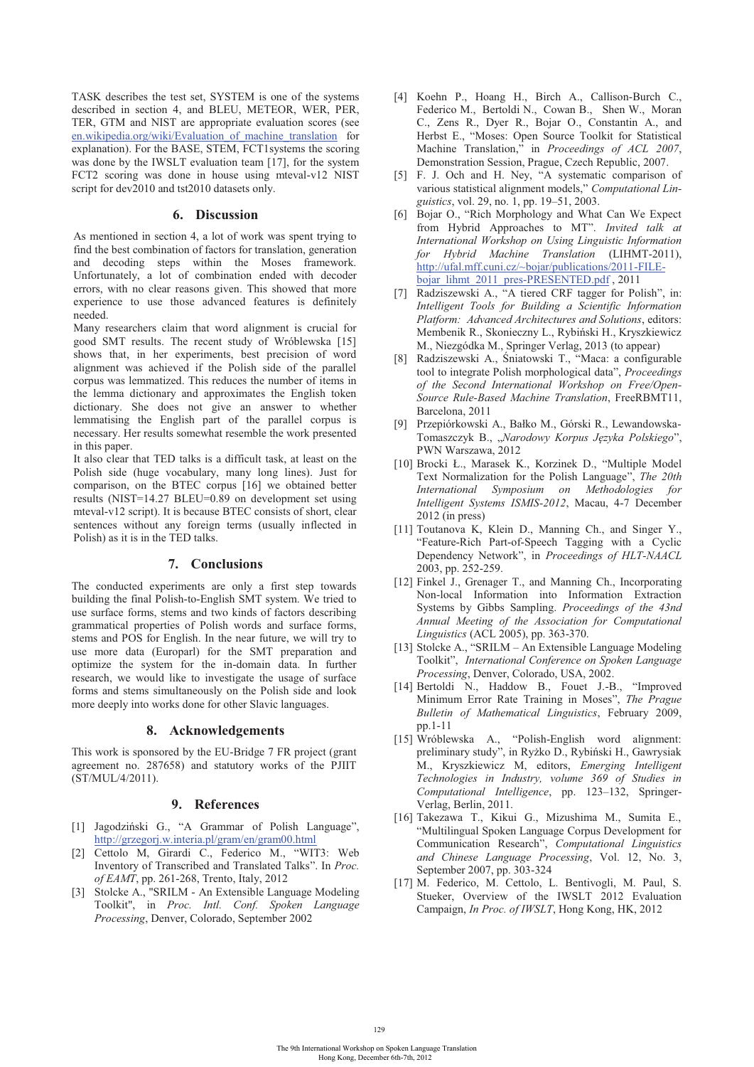TASK describes the test set, SYSTEM is one of the systems described in section 4, and BLEU, METEOR, WER, PER, TER, GTM and NIST are appropriate evaluation scores (see en.wikipedia.org/wiki/Evaluation_of_machine_translation for explanation). For the BASE, STEM, FCT1systems the scoring was done by the IWSLT evaluation team [17], for the system FCT2 scoring was done in house using mteval-v12 NIST script for dev2010 and tst2010 datasets only.

## 6. Discussion

As mentioned in section 4, a lot of work was spent trying to find the best combination of factors for translation, generation and decoding steps within the Moses framework. Unfortunately, a lot of combination ended with decoder errors, with no clear reasons given. This showed that more experience to use those advanced features is definitely needed.

Many researchers claim that word alignment is crucial for good SMT results. The recent study of Wróblewska [15] shows that, in her experiments, best precision of word alignment was achieved if the Polish side of the parallel corpus was lemmatized. This reduces the number of items in the lemma dictionary and approximates the English token dictionary. She does not give an answer to whether lemmatising the English part of the parallel corpus is necessary. Her results somewhat resemble the work presented in this paper.

It also clear that TED talks is a difficult task, at least on the Polish side (huge vocabulary, many long lines). Just for comparison, on the BTEC corpus [16] we obtained better results (NIST=14.27 BLEU=0.89 on development set using mteval-v12 script). It is because BTEC consists of short, clear sentences without any foreign terms (usually inflected in Polish) as it is in the TED talks.

## 7. Conclusions

The conducted experiments are only a first step towards building the final Polish-to-English SMT system. We tried to use surface forms, stems and two kinds of factors describing grammatical properties of Polish words and surface forms, stems and POS for English. In the near future, we will try to use more data (Europarl) for the SMT preparation and optimize the system for the in-domain data. In further research, we would like to investigate the usage of surface forms and stems simultaneously on the Polish side and look more deeply into works done for other Slavic languages.

## 8. Acknowledgements

This work is sponsored by the EU-Bridge 7 FR project (grant agreement no. 287658) and statutory works of the PJIIT (ST/MUL/4/2011).

## 9. References

[1] Jagodziński G., "A Grammar of Polish Language", http://grzegorj.w.interia.pl/gram/en/gram00.html

[2] Cettolo M, Girardi C., Federico M., "WIT3: Web Inventory of Transcribed and Translated Talks". In *Proc. of EAMT*, pp. 261-268, Trento, Italy, 2012

[3] Stolcke A., "SRILM - An Extensible Language Modeling Toolkit", in *Proc. Intl. Conf. Spoken Language Processing*, Denver, Colorado, September 2002

[4] Koehn P., Hoang H., Birch A., Callison-Burch C., Federico M., Bertoldi N., Cowan B., Shen W., Moran C., Zens R., Dyer R., Bojar O., Constantin A., and Herbst E., "Moses: Open Source Toolkit for Statistical Machine Translation," in *Proceedings of ACL 2007*, Demonstration Session, Prague, Czech Republic, 2007.

[5] F. J. Och and H. Ney, "A systematic comparison of various statistical alignment models," *Computational Linguistics*, vol. 29, no. 1, pp. 19–51, 2003.

[6] Bojar O., "Rich Morphology and What Can We Expect from Hybrid Approaches to MT". *Invited talk at International Workshop on Using Linguistic Information for Hybrid Machine Translation* (LIHMT-2011), http://ufal.mff.cuni.cz/~bojar/publications/2011-FILE-bojar_lihmt_2011_pres-PRESENTED.pdf , 2011

[7] Radziszewski A., "A tiered CRF tagger for Polish", in: *Intelligent Tools for Building a Scientific Information Platform: Advanced Architectures and Solutions*, editors: Membenik R., Skonieczny L., Rybiński H., Kryszkiewicz M., Niezgódka M., Springer Verlag, 2013 (to appear)

[8] Radziszewski A., Śniatowski T., "Maca: a configurable tool to integrate Polish morphological data", *Proceedings of the Second International Workshop on Free/Open-Source Rule-Based Machine Translation*, FreeRBMT11, Barcelona, 2011

[9] Przepiórkowski A., Bałko M., Górski R., Lewandowska-Tomaszczyk B., „*Narodowy Korpus Języka Polskiego*", PWN Warszawa, 2012

[10] Brocki Ł., Marasek K., Korzinek D., "Multiple Model Text Normalization for the Polish Language", *The 20th International Symposium on Methodologies for Intelligent Systems ISMIS-2012*, Macau, 4-7 December 2012 (in press)

[11] Toutanova K, Klein D., Manning Ch., and Singer Y., "Feature-Rich Part-of-Speech Tagging with a Cyclic Dependency Network", in *Proceedings of HLT-NAACL* 2003, pp. 252-259.

[12] Finkel J., Grenager T., and Manning Ch., Incorporating Non-local Information into Information Extraction Systems by Gibbs Sampling. *Proceedings of the 43nd Annual Meeting of the Association for Computational Linguistics* (ACL 2005), pp. 363-370.

[13] Stolcke A., "SRILM – An Extensible Language Modeling Toolkit", *International Conference on Spoken Language Processing*, Denver, Colorado, USA, 2002.

[14] Bertoldi N., Haddow B., Fouet J.-B., "Improved Minimum Error Rate Training in Moses", *The Prague Bulletin of Mathematical Linguistics*, February 2009, pp.1-11

[15] Wróblewska A., "Polish-English word alignment: preliminary study", in Ryżko D., Rybiński H., Gawrysiak M., Kryszkiewicz M, editors, *Emerging Intelligent Technologies in Industry, volume 369 of Studies in Computational Intelligence*, pp. 123–132, Springer-Verlag, Berlin, 2011.

[16] Takezawa T., Kikui G., Mizushima M., Sumita E., "Multilingual Spoken Language Corpus Development for Communication Research", *Computational Linguistics and Chinese Language Processing*, Vol. 12, No. 3, September 2007, pp. 303-324

[17] M. Federico, M. Cettolo, L. Bentivogli, M. Paul, S. Stueker, Overview of the IWSLT 2012 Evaluation Campaign, *In Proc. of IWSLT*, Hong Kong, HK, 2012